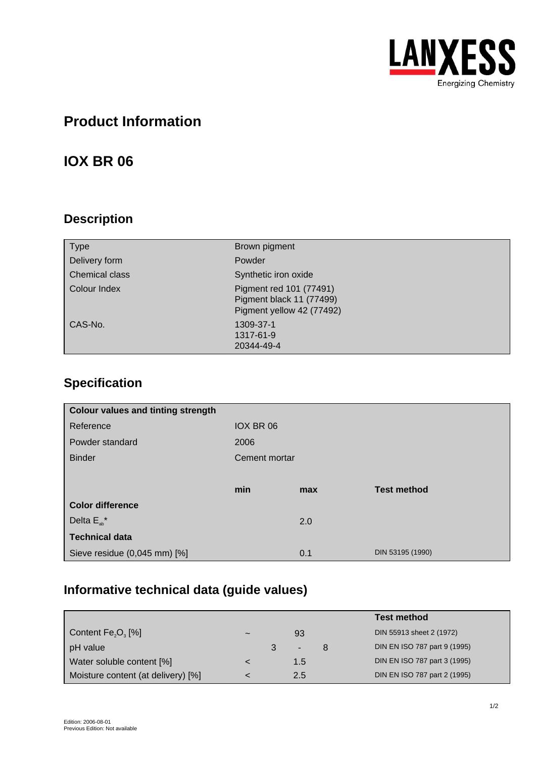LANXESS
Energizing Chemistry

# Product Information

## IOX BR 06

### Description

| | |
|---|---|
| Type | Brown pigment |
| Delivery form | Powder |
| Chemical class | Synthetic iron oxide |
| Colour Index | Pigment red 101 (77491)<br>Pigment black 11 (77499)<br>Pigment yellow 42 (77492) |
| CAS-No. | 1309-37-1<br>1317-61-9<br>20344-49-4 |

### Specification

| Colour values and tinting strength | | | |
|---|---|---|---|
| Reference | IOX BR 06 | | |
| Powder standard | 2006 | | |
| Binder | Cement mortar | | |
| | **min** | **max** | **Test method** |
| **Color difference** | | | |
| Delta $E_{ab}$* | | 2.0 | |
| **Technical data** | | | |
| Sieve residue (0,045 mm) [%] | | 0.1 | DIN 53195 (1990) |

### Informative technical data (guide values)

| | | | | | **Test method** |
|---|---|---|---|---|---|
| Content $Fe_2O_3$ [%] | ~ | | 93 | | DIN 55913 sheet 2 (1972) |
| pH value | | 3 | - | 8 | DIN EN ISO 787 part 9 (1995) |
| Water soluble content [%] | < | | 1.5 | | DIN EN ISO 787 part 3 (1995) |
| Moisture content (at delivery) [%] | < | | 2.5 | | DIN EN ISO 787 part 2 (1995) |

Edition: 2006-08-01
Previous Edition: Not available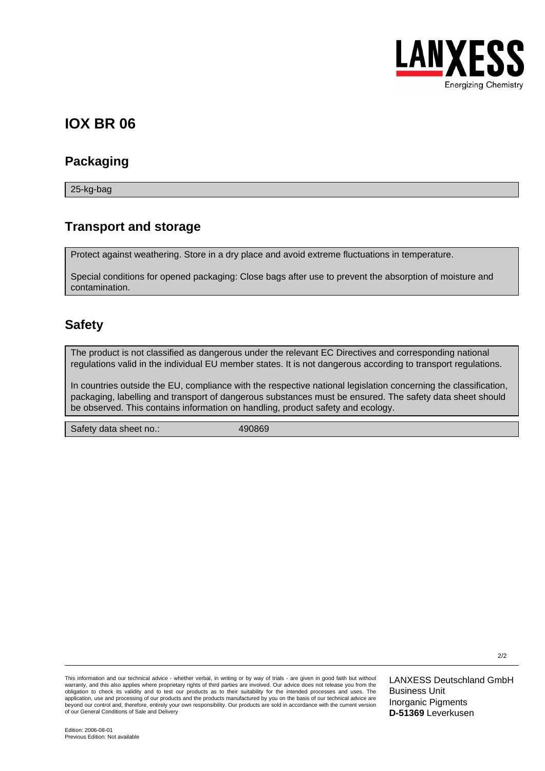# IOX BR 06

## Packaging

25-kg-bag

## Transport and storage

Protect against weathering. Store in a dry place and avoid extreme fluctuations in temperature.

Special conditions for opened packaging: Close bags after use to prevent the absorption of moisture and contamination.

## Safety

The product is not classified as dangerous under the relevant EC Directives and corresponding national regulations valid in the individual EU member states. It is not dangerous according to transport regulations.

In countries outside the EU, compliance with the respective national legislation concerning the classification, packaging, labelling and transport of dangerous substances must be ensured. The safety data sheet should be observed. This contains information on handling, product safety and ecology.

| | |
|---|---|
| Safety data sheet no.: | 490869 |

This information and our technical advice - whether verbal, in writing or by way of trials - are given in good faith but without warranty, and this also applies where proprietary rights of third parties are involved. Our advice does not release you from the obligation to check its validity and to test our products as to their suitability for the intended processes and uses. The application, use and processing of our products and the products manufactured by you on the basis of our technical advice are beyond our control and, therefore, entirely your own responsibility. Our products are sold in accordance with the current version of our General Conditions of Sale and Delivery

LANXESS Deutschland GmbH
Business Unit
Inorganic Pigments
**D-51369** Leverkusen

Edition: 2006-08-01
Previous Edition: Not available